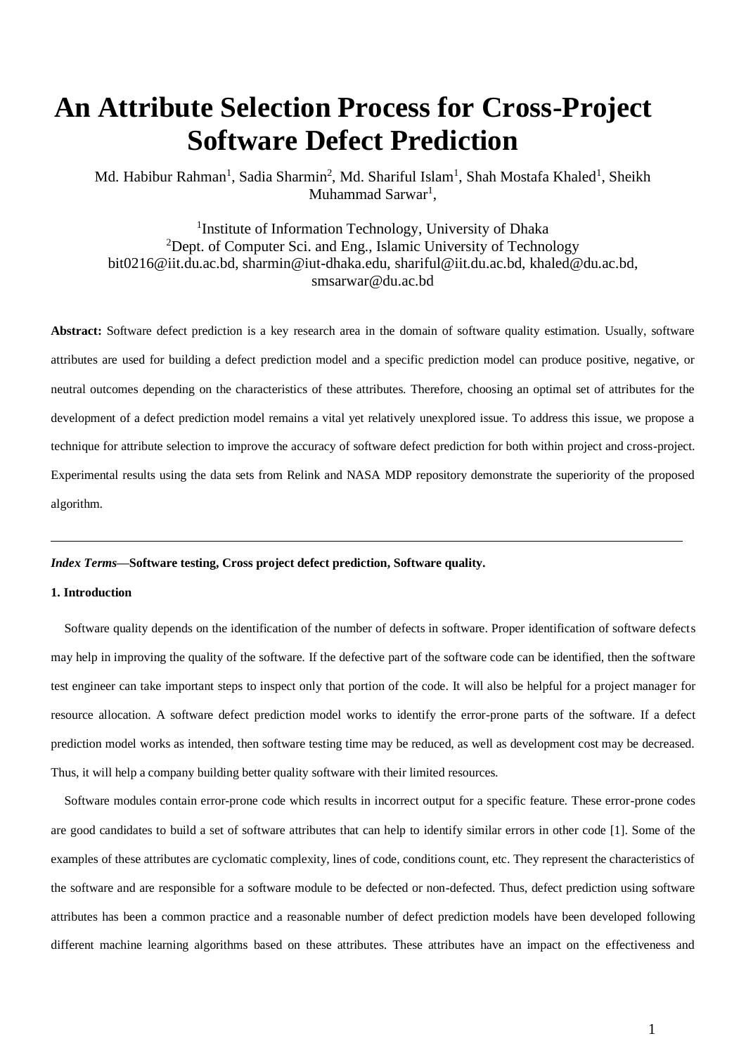# An Attribute Selection Process for Cross-Project Software Defect Prediction

Md. Habibur Rahman[1], Sadia Sharmin[2], Md. Shariful Islam[1], Shah Mostafa Khaled[1], Sheikh Muhammad Sarwar[1],

[1]Institute of Information Technology, University of Dhaka
[2]Dept. of Computer Sci. and Eng., Islamic University of Technology
bit0216@iit.du.ac.bd, sharmin@iut-dhaka.edu, shariful@iit.du.ac.bd, khaled@du.ac.bd, smsarwar@du.ac.bd

**Abstract:** Software defect prediction is a key research area in the domain of software quality estimation. Usually, software attributes are used for building a defect prediction model and a specific prediction model can produce positive, negative, or neutral outcomes depending on the characteristics of these attributes. Therefore, choosing an optimal set of attributes for the development of a defect prediction model remains a vital yet relatively unexplored issue. To address this issue, we propose a technique for attribute selection to improve the accuracy of software defect prediction for both within project and cross-project. Experimental results using the data sets from Relink and NASA MDP repository demonstrate the superiority of the proposed algorithm.

---

***Index Terms*—Software testing, Cross project defect prediction, Software quality.**

## 1. Introduction

Software quality depends on the identification of the number of defects in software. Proper identification of software defects may help in improving the quality of the software. If the defective part of the software code can be identified, then the software test engineer can take important steps to inspect only that portion of the code. It will also be helpful for a project manager for resource allocation. A software defect prediction model works to identify the error-prone parts of the software. If a defect prediction model works as intended, then software testing time may be reduced, as well as development cost may be decreased. Thus, it will help a company building better quality software with their limited resources.

Software modules contain error-prone code which results in incorrect output for a specific feature. These error-prone codes are good candidates to build a set of software attributes that can help to identify similar errors in other code [1]. Some of the examples of these attributes are cyclomatic complexity, lines of code, conditions count, etc. They represent the characteristics of the software and are responsible for a software module to be defected or non-defected. Thus, defect prediction using software attributes has been a common practice and a reasonable number of defect prediction models have been developed following different machine learning algorithms based on these attributes. These attributes have an impact on the effectiveness and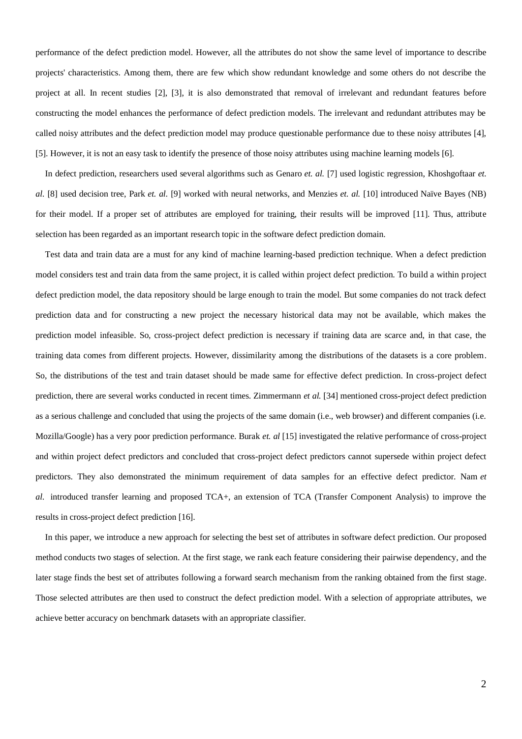performance of the defect prediction model. However, all the attributes do not show the same level of importance to describe projects' characteristics. Among them, there are few which show redundant knowledge and some others do not describe the project at all. In recent studies [2], [3], it is also demonstrated that removal of irrelevant and redundant features before constructing the model enhances the performance of defect prediction models. The irrelevant and redundant attributes may be called noisy attributes and the defect prediction model may produce questionable performance due to these noisy attributes [4], [5]. However, it is not an easy task to identify the presence of those noisy attributes using machine learning models [6].

In defect prediction, researchers used several algorithms such as Genaro *et. al.* [7] used logistic regression, Khoshgoftaar *et. al.* [8] used decision tree, Park *et. al.* [9] worked with neural networks, and Menzies *et. al.* [10] introduced Naïve Bayes (NB) for their model. If a proper set of attributes are employed for training, their results will be improved [11]. Thus, attribute selection has been regarded as an important research topic in the software defect prediction domain.

Test data and train data are a must for any kind of machine learning-based prediction technique. When a defect prediction model considers test and train data from the same project, it is called within project defect prediction. To build a within project defect prediction model, the data repository should be large enough to train the model. But some companies do not track defect prediction data and for constructing a new project the necessary historical data may not be available, which makes the prediction model infeasible. So, cross-project defect prediction is necessary if training data are scarce and, in that case, the training data comes from different projects. However, dissimilarity among the distributions of the datasets is a core problem. So, the distributions of the test and train dataset should be made same for effective defect prediction. In cross-project defect prediction, there are several works conducted in recent times. Zimmermann *et al.* [34] mentioned cross-project defect prediction as a serious challenge and concluded that using the projects of the same domain (i.e., web browser) and different companies (i.e. Mozilla/Google) has a very poor prediction performance. Burak *et. al* [15] investigated the relative performance of cross-project and within project defect predictors and concluded that cross-project defect predictors cannot supersede within project defect predictors. They also demonstrated the minimum requirement of data samples for an effective defect predictor. Nam *et al.* introduced transfer learning and proposed TCA+, an extension of TCA (Transfer Component Analysis) to improve the results in cross-project defect prediction [16].

In this paper, we introduce a new approach for selecting the best set of attributes in software defect prediction. Our proposed method conducts two stages of selection. At the first stage, we rank each feature considering their pairwise dependency, and the later stage finds the best set of attributes following a forward search mechanism from the ranking obtained from the first stage. Those selected attributes are then used to construct the defect prediction model. With a selection of appropriate attributes, we achieve better accuracy on benchmark datasets with an appropriate classifier.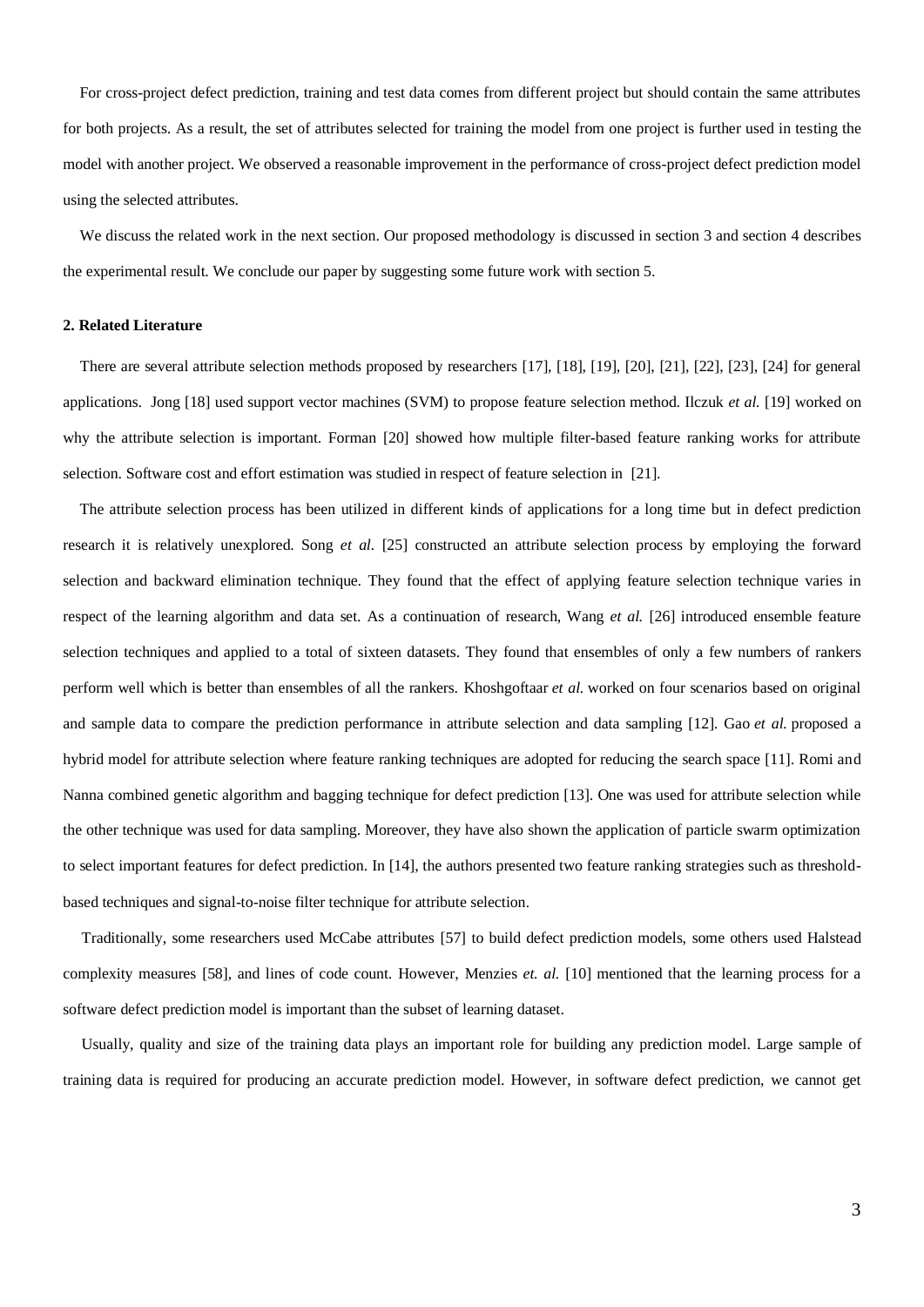For cross-project defect prediction, training and test data comes from different project but should contain the same attributes for both projects. As a result, the set of attributes selected for training the model from one project is further used in testing the model with another project. We observed a reasonable improvement in the performance of cross-project defect prediction model using the selected attributes.

We discuss the related work in the next section. Our proposed methodology is discussed in section 3 and section 4 describes the experimental result. We conclude our paper by suggesting some future work with section 5.

## 2. Related Literature

There are several attribute selection methods proposed by researchers [17], [18], [19], [20], [21], [22], [23], [24] for general applications. Jong [18] used support vector machines (SVM) to propose feature selection method. Ilczuk *et al.* [19] worked on why the attribute selection is important. Forman [20] showed how multiple filter-based feature ranking works for attribute selection. Software cost and effort estimation was studied in respect of feature selection in [21].

The attribute selection process has been utilized in different kinds of applications for a long time but in defect prediction research it is relatively unexplored. Song *et al.* [25] constructed an attribute selection process by employing the forward selection and backward elimination technique. They found that the effect of applying feature selection technique varies in respect of the learning algorithm and data set. As a continuation of research, Wang *et al.* [26] introduced ensemble feature selection techniques and applied to a total of sixteen datasets. They found that ensembles of only a few numbers of rankers perform well which is better than ensembles of all the rankers. Khoshgoftaar *et al.* worked on four scenarios based on original and sample data to compare the prediction performance in attribute selection and data sampling [12]. Gao *et al.* proposed a hybrid model for attribute selection where feature ranking techniques are adopted for reducing the search space [11]. Romi and Nanna combined genetic algorithm and bagging technique for defect prediction [13]. One was used for attribute selection while the other technique was used for data sampling. Moreover, they have also shown the application of particle swarm optimization to select important features for defect prediction. In [14], the authors presented two feature ranking strategies such as threshold-based techniques and signal-to-noise filter technique for attribute selection.

Traditionally, some researchers used McCabe attributes [57] to build defect prediction models, some others used Halstead complexity measures [58], and lines of code count. However, Menzies *et. al.* [10] mentioned that the learning process for a software defect prediction model is important than the subset of learning dataset.

Usually, quality and size of the training data plays an important role for building any prediction model. Large sample of training data is required for producing an accurate prediction model. However, in software defect prediction, we cannot get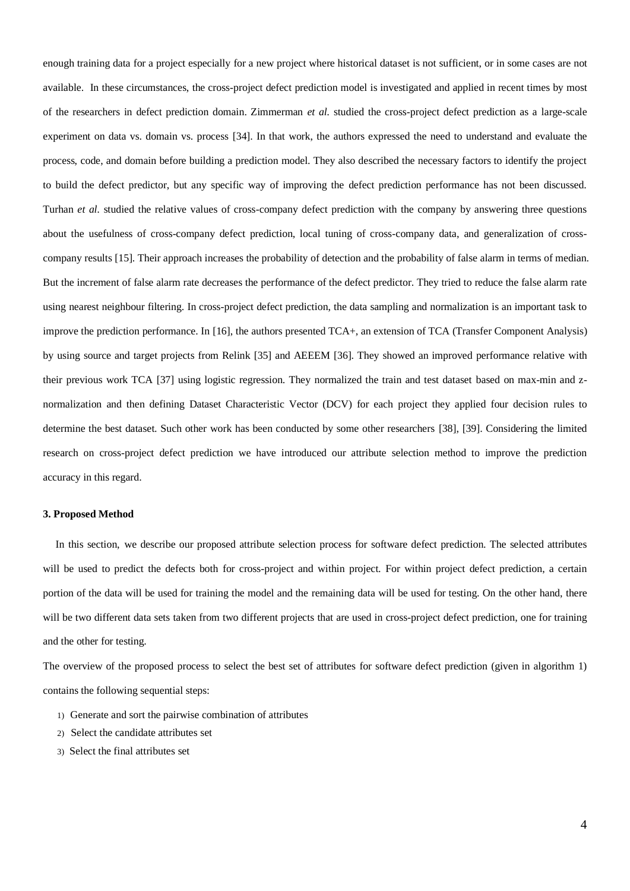enough training data for a project especially for a new project where historical dataset is not sufficient, or in some cases are not available. In these circumstances, the cross-project defect prediction model is investigated and applied in recent times by most of the researchers in defect prediction domain. Zimmerman *et al.* studied the cross-project defect prediction as a large-scale experiment on data vs. domain vs. process [34]. In that work, the authors expressed the need to understand and evaluate the process, code, and domain before building a prediction model. They also described the necessary factors to identify the project to build the defect predictor, but any specific way of improving the defect prediction performance has not been discussed. Turhan *et al.* studied the relative values of cross-company defect prediction with the company by answering three questions about the usefulness of cross-company defect prediction, local tuning of cross-company data, and generalization of cross-company results [15]. Their approach increases the probability of detection and the probability of false alarm in terms of median. But the increment of false alarm rate decreases the performance of the defect predictor. They tried to reduce the false alarm rate using nearest neighbour filtering. In cross-project defect prediction, the data sampling and normalization is an important task to improve the prediction performance. In [16], the authors presented TCA+, an extension of TCA (Transfer Component Analysis) by using source and target projects from Relink [35] and AEEEM [36]. They showed an improved performance relative with their previous work TCA [37] using logistic regression. They normalized the train and test dataset based on max-min and z-normalization and then defining Dataset Characteristic Vector (DCV) for each project they applied four decision rules to determine the best dataset. Such other work has been conducted by some other researchers [38], [39]. Considering the limited research on cross-project defect prediction we have introduced our attribute selection method to improve the prediction accuracy in this regard.

### 3. Proposed Method

In this section, we describe our proposed attribute selection process for software defect prediction. The selected attributes will be used to predict the defects both for cross-project and within project. For within project defect prediction, a certain portion of the data will be used for training the model and the remaining data will be used for testing. On the other hand, there will be two different data sets taken from two different projects that are used in cross-project defect prediction, one for training and the other for testing.

The overview of the proposed process to select the best set of attributes for software defect prediction (given in algorithm 1) contains the following sequential steps:

1) Generate and sort the pairwise combination of attributes
2) Select the candidate attributes set
3) Select the final attributes set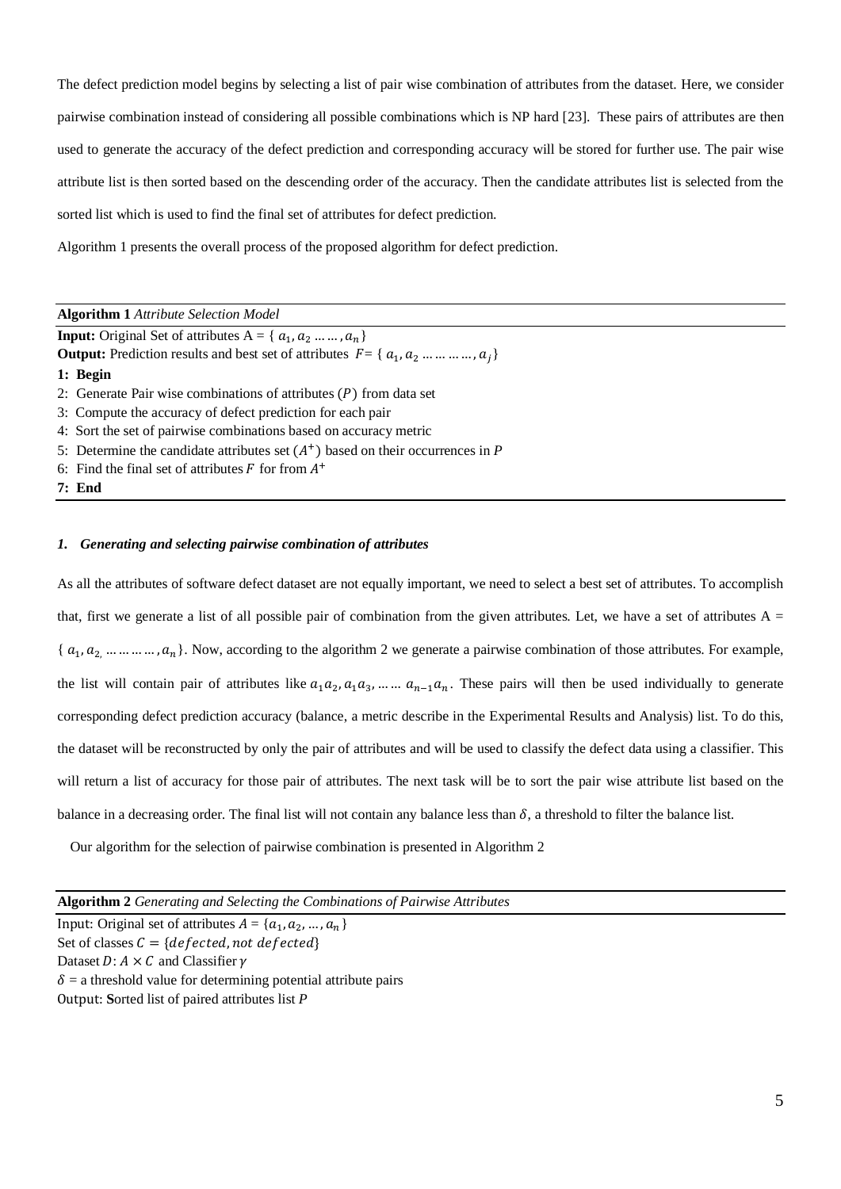The defect prediction model begins by selecting a list of pair wise combination of attributes from the dataset. Here, we consider pairwise combination instead of considering all possible combinations which is NP hard [23]. These pairs of attributes are then used to generate the accuracy of the defect prediction and corresponding accuracy will be stored for further use. The pair wise attribute list is then sorted based on the descending order of the accuracy. Then the candidate attributes list is selected from the sorted list which is used to find the final set of attributes for defect prediction.

Algorithm 1 presents the overall process of the proposed algorithm for defect prediction.

---

**Algorithm 1** *Attribute Selection Model*

---

**Input:** Original Set of attributes A = { $a_1, a_2 \ldots \ldots, a_n$}
**Output:** Prediction results and best set of attributes $F$= { $a_1, a_2 \ldots \ldots \ldots, a_j$}
**1: Begin**
2: Generate Pair wise combinations of attributes ($P$) from data set
3: Compute the accuracy of defect prediction for each pair
4: Sort the set of pairwise combinations based on accuracy metric
5: Determine the candidate attributes set ($A^+$) based on their occurrences in $P$
6: Find the final set of attributes $F$ for from $A^+$
**7: End**

---

### *1. Generating and selecting pairwise combination of attributes*

As all the attributes of software defect dataset are not equally important, we need to select a best set of attributes. To accomplish that, first we generate a list of all possible pair of combination from the given attributes. Let, we have a set of attributes A = { $a_1, a_2, \ldots \ldots \ldots, a_n$}. Now, according to the algorithm 2 we generate a pairwise combination of those attributes. For example, the list will contain pair of attributes like $a_1a_2, a_1a_3, \ldots \ldots\ a_{n-1}a_n$. These pairs will then be used individually to generate corresponding defect prediction accuracy (balance, a metric describe in the Experimental Results and Analysis) list. To do this, the dataset will be reconstructed by only the pair of attributes and will be used to classify the defect data using a classifier. This will return a list of accuracy for those pair of attributes. The next task will be to sort the pair wise attribute list based on the balance in a decreasing order. The final list will not contain any balance less than $\delta$, a threshold to filter the balance list.

Our algorithm for the selection of pairwise combination is presented in Algorithm 2

---

**Algorithm 2** *Generating and Selecting the Combinations of Pairwise Attributes*

---

Input: Original set of attributes $A = \{a_1, a_2, \ldots, a_n\}$
Set of classes $C = \{defected, not\ defected\}$
Dataset $D: A \times C$ and Classifier $\gamma$
$\delta$ = a threshold value for determining potential attribute pairs
Output: **S**orted list of paired attributes list $P$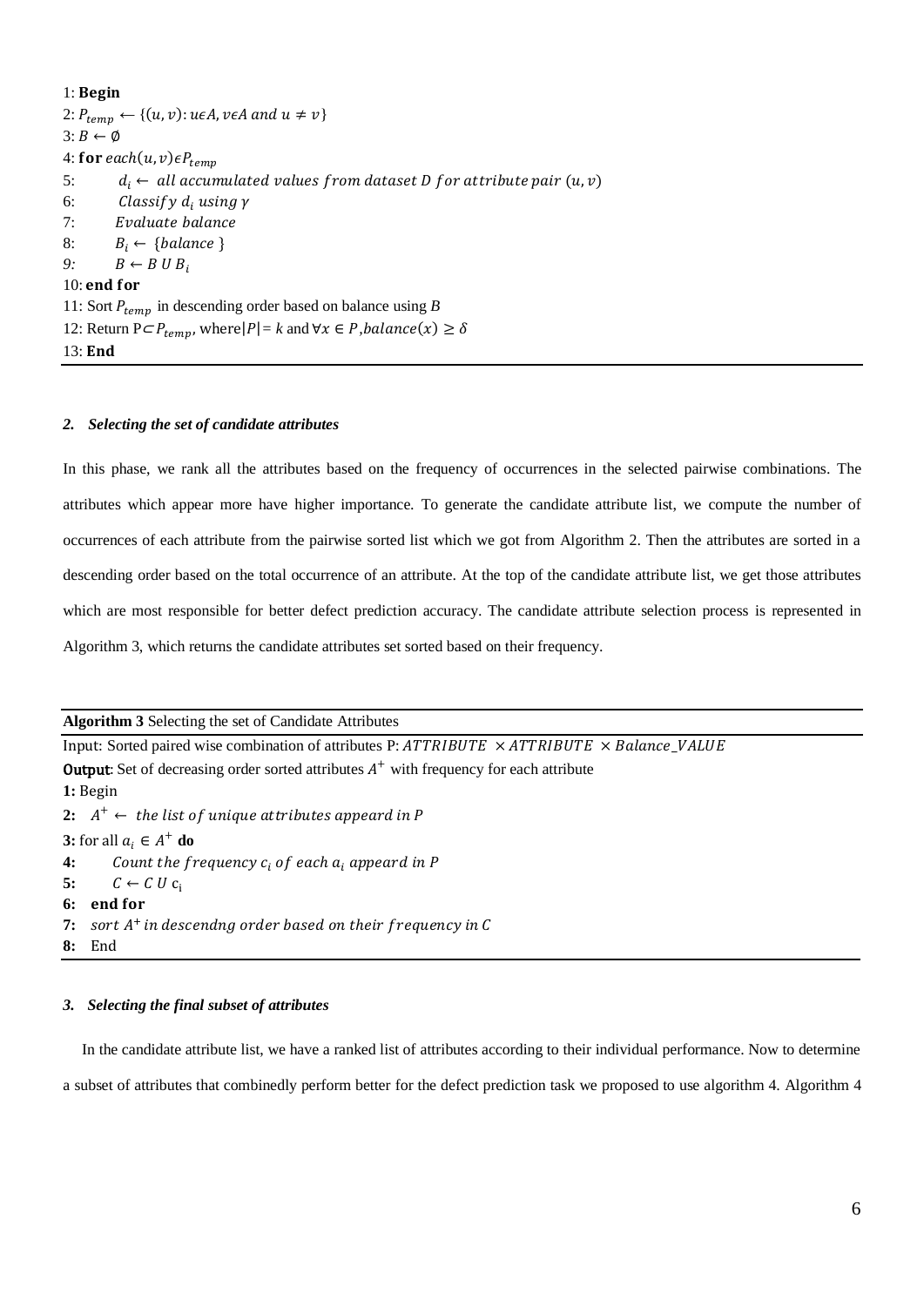1: **Begin**
2: $P_{temp} \leftarrow \{(u, v): u\epsilon A, v\epsilon A \text{ and } u \neq v\}$
3: $B \leftarrow \emptyset$
4: **for** $each(u, v)\epsilon P_{temp}$
5: $\quad d_i \leftarrow$ $all\ accumulated\ values\ from\ dataset\ D\ for\ attribute\ pair\ (u, v)$
6: $\quad Classify\ d_i\ using\ \gamma$
7: $\quad Evaluate\ balance$
8: $\quad B_i \leftarrow \{balance\}$
9: $\quad B \leftarrow B\ U\ B_i$
10: **end for**
11: Sort $P_{temp}$ in descending order based on balance using $B$
12: Return $P \subset P_{temp}$, where $|P| = k$ and $\forall x \in P, balance(x) \geq \delta$
13: **End**

### *2. Selecting the set of candidate attributes*

In this phase, we rank all the attributes based on the frequency of occurrences in the selected pairwise combinations. The attributes which appear more have higher importance. To generate the candidate attribute list, we compute the number of occurrences of each attribute from the pairwise sorted list which we got from Algorithm 2. Then the attributes are sorted in a descending order based on the total occurrence of an attribute. At the top of the candidate attribute list, we get those attributes which are most responsible for better defect prediction accuracy. The candidate attribute selection process is represented in Algorithm 3, which returns the candidate attributes set sorted based on their frequency.

**Algorithm 3** Selecting the set of Candidate Attributes

Input: Sorted paired wise combination of attributes P: $ATTRIBUTE \times ATTRIBUTE \times Balance\_VALUE$
**Output**: Set of decreasing order sorted attributes $A^+$ with frequency for each attribute
**1:** Begin
**2:** $A^+ \leftarrow$ $the\ list\ of\ unique\ attributes\ appear\ in\ P$
**3:** for all $a_i \in A^+$ **do**
**4:** $\quad Count\ the\ frequency\ c_i\ of\ each\ a_i\ appear\ in\ P$
**5:** $\quad C \leftarrow C\ U\ c_i$
**6:** **end for**
**7:** $sort\ A^+\ in\ descendng\ order\ based\ on\ their\ frequency\ in\ C$
**8:** End

### *3. Selecting the final subset of attributes*

In the candidate attribute list, we have a ranked list of attributes according to their individual performance. Now to determine a subset of attributes that combinedly perform better for the defect prediction task we proposed to use algorithm 4. Algorithm 4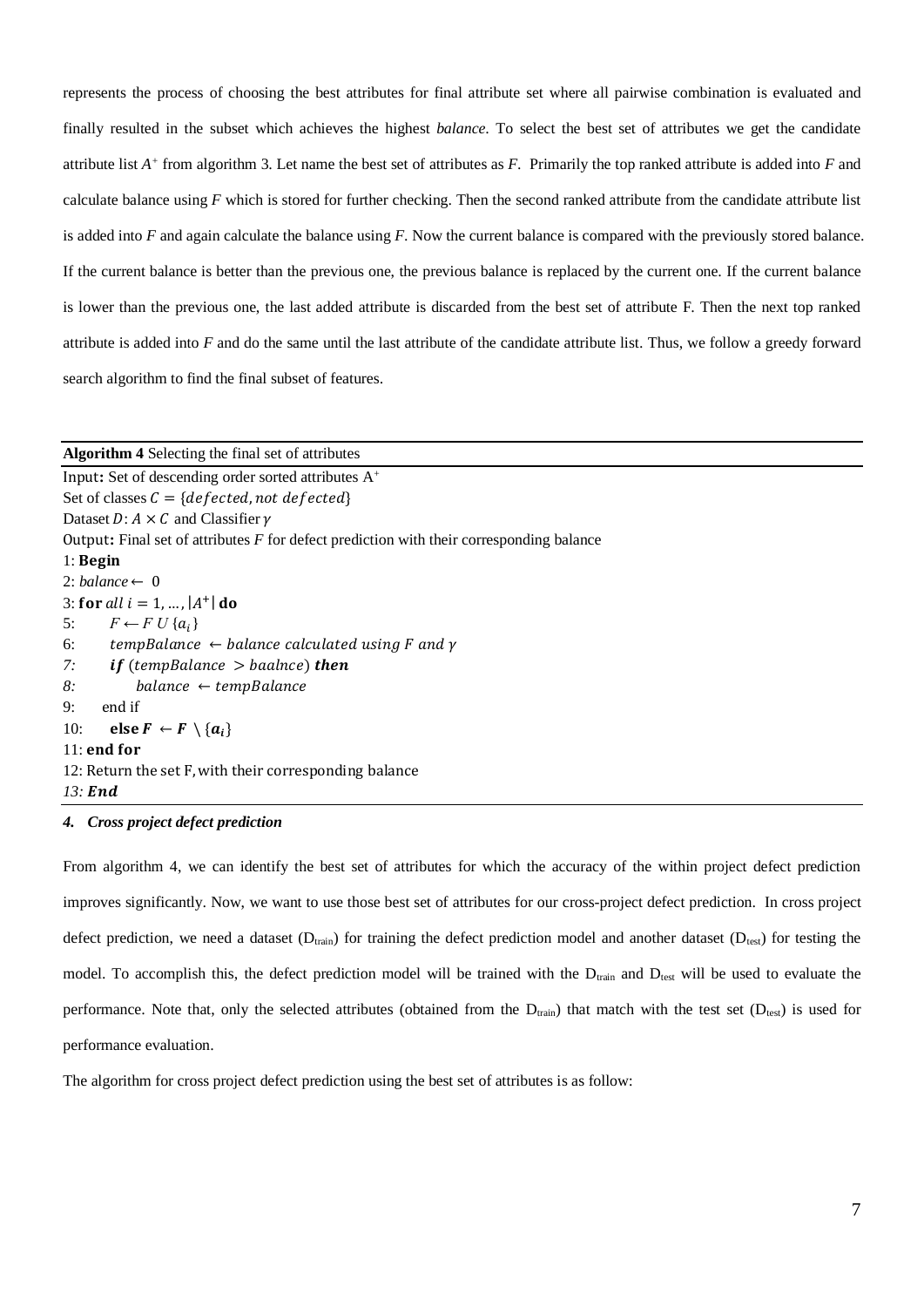represents the process of choosing the best attributes for final attribute set where all pairwise combination is evaluated and finally resulted in the subset which achieves the highest *balance*. To select the best set of attributes we get the candidate attribute list $A^+$ from algorithm 3. Let name the best set of attributes as *F*. Primarily the top ranked attribute is added into *F* and calculate balance using *F* which is stored for further checking. Then the second ranked attribute from the candidate attribute list is added into *F* and again calculate the balance using *F*. Now the current balance is compared with the previously stored balance. If the current balance is better than the previous one, the previous balance is replaced by the current one. If the current balance is lower than the previous one, the last added attribute is discarded from the best set of attribute F. Then the next top ranked attribute is added into *F* and do the same until the last attribute of the candidate attribute list. Thus, we follow a greedy forward search algorithm to find the final subset of features.

**Algorithm 4** Selecting the final set of attributes

Input**:** Set of descending order sorted attributes $A^+$
Set of classes $C = \{defected, not\ defected\}$
Dataset $D: A \times C$ and Classifier $\gamma$
Output**:** Final set of attributes *F* for defect prediction with their corresponding balance
1: **Begin**
2: *balance* ← 0
3: **for** *all* $i = 1, \ldots, |A^+|$ **do**
5: $F \leftarrow F\ U\ \{a_i\}$
6: $tempBalance\ \leftarrow balance\ calculated\ using\ F\ and\ \gamma$
*7:* ***if*** $(tempBalance\ > baalnce)$ ***then***
*8:* $balance\ \leftarrow tempBalance$
9: end if
10: **else** $\boldsymbol{F} \leftarrow \boldsymbol{F} \setminus \{\boldsymbol{a_i}\}$
11: **end for**
12: Return the set F, with their corresponding balance
*13:* ***End***

### *4. Cross project defect prediction*

From algorithm 4, we can identify the best set of attributes for which the accuracy of the within project defect prediction improves significantly. Now, we want to use those best set of attributes for our cross-project defect prediction. In cross project defect prediction, we need a dataset ($D_{train}$) for training the defect prediction model and another dataset ($D_{test}$) for testing the model. To accomplish this, the defect prediction model will be trained with the $D_{train}$ and $D_{test}$ will be used to evaluate the performance. Note that, only the selected attributes (obtained from the $D_{train}$) that match with the test set ($D_{test}$) is used for performance evaluation.

The algorithm for cross project defect prediction using the best set of attributes is as follow: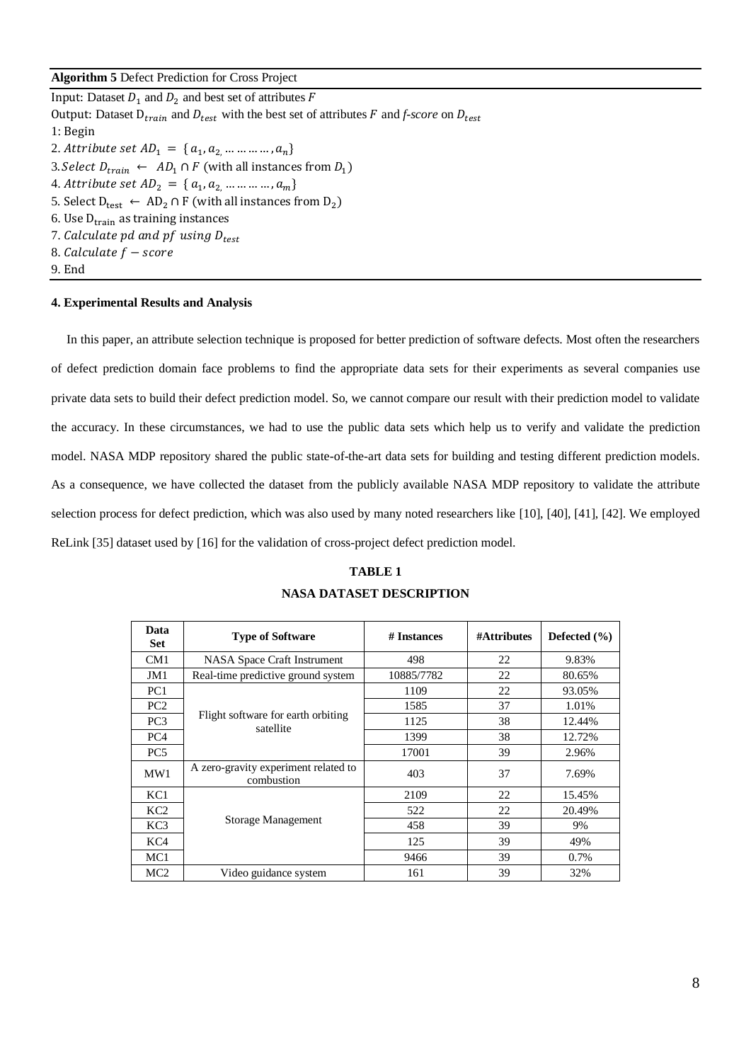**Algorithm 5** Defect Prediction for Cross Project

Input: Dataset $D_1$ and $D_2$ and best set of attributes $F$
Output: Dataset $D_{train}$ and $D_{test}$ with the best set of attributes $F$ and *f-score* on $D_{test}$
1: Begin
2. $Attribute\ set\ AD_1 = \{a_1, a_2, \ldots\ldots\ldots, a_n\}$
3. $Select\ D_{train} \leftarrow AD_1 \cap F$ (with all instances from $D_1$)
4. $Attribute\ set\ AD_2 = \{a_1, a_2, \ldots\ldots\ldots, a_m\}$
5. Select $D_{test} \leftarrow AD_2 \cap F$ (with all instances from $D_2$)
6. Use $D_{train}$ as training instances
7. $Calculate\ pd\ and\ pf\ using\ D_{test}$
8. $Calculate\ f-score$
9. End

#### 4. Experimental Results and Analysis

In this paper, an attribute selection technique is proposed for better prediction of software defects. Most often the researchers of defect prediction domain face problems to find the appropriate data sets for their experiments as several companies use private data sets to build their defect prediction model. So, we cannot compare our result with their prediction model to validate the accuracy. In these circumstances, we had to use the public data sets which help us to verify and validate the prediction model. NASA MDP repository shared the public state-of-the-art data sets for building and testing different prediction models. As a consequence, we have collected the dataset from the publicly available NASA MDP repository to validate the attribute selection process for defect prediction, which was also used by many noted researchers like [10], [40], [41], [42]. We employed ReLink [35] dataset used by [16] for the validation of cross-project defect prediction model.

**TABLE 1**
**NASA DATASET DESCRIPTION**

| Data Set | Type of Software | # Instances | #Attributes | Defected (%) |
|---|---|---|---|---|
| CM1 | NASA Space Craft Instrument | 498 | 22 | 9.83% |
| JM1 | Real-time predictive ground system | 10885/7782 | 22 | 80.65% |
| PC1 | Flight software for earth orbiting satellite | 1109 | 22 | 93.05% |
| PC2 | | 1585 | 37 | 1.01% |
| PC3 | | 1125 | 38 | 12.44% |
| PC4 | | 1399 | 38 | 12.72% |
| PC5 | | 17001 | 39 | 2.96% |
| MW1 | A zero-gravity experiment related to combustion | 403 | 37 | 7.69% |
| KC1 | Storage Management | 2109 | 22 | 15.45% |
| KC2 | | 522 | 22 | 20.49% |
| KC3 | | 458 | 39 | 9% |
| KC4 | | 125 | 39 | 49% |
| MC1 | | 9466 | 39 | 0.7% |
| MC2 | Video guidance system | 161 | 39 | 32% |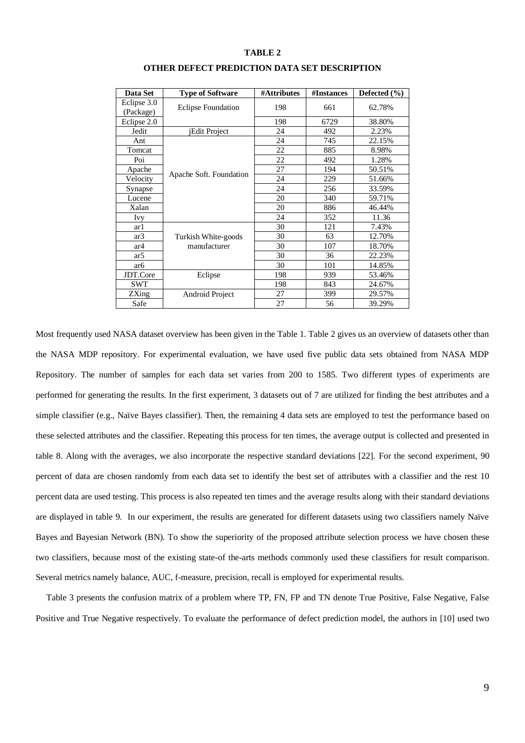**TABLE 2**

**OTHER DEFECT PREDICTION DATA SET DESCRIPTION**

| Data Set | Type of Software | #Attributes | #Instances | Defected (%) |
|---|---|---|---|---|
| Eclipse 3.0 (Package) | Eclipse Foundation | 198 | 661 | 62.78% |
| Eclipse 2.0 | | 198 | 6729 | 38.80% |
| Jedit | jEdit Project | 24 | 492 | 2.23% |
| Ant | Apache Soft. Foundation | 24 | 745 | 22.15% |
| Tomcat | | 22 | 885 | 8.98% |
| Poi | | 22 | 492 | 1.28% |
| Apache | | 27 | 194 | 50.51% |
| Velocity | | 24 | 229 | 51.66% |
| Synapse | | 24 | 256 | 33.59% |
| Lucene | | 20 | 340 | 59.71% |
| Xalan | | 20 | 886 | 46.44% |
| Ivy | | 24 | 352 | 11.36 |
| ar1 | Turkish White-goods manufacturer | 30 | 121 | 7.43% |
| ar3 | | 30 | 63 | 12.70% |
| ar4 | | 30 | 107 | 18.70% |
| ar5 | | 30 | 36 | 22.23% |
| ar6 | | 30 | 101 | 14.85% |
| JDT.Core | Eclipse | 198 | 939 | 53.46% |
| SWT | | 198 | 843 | 24.67% |
| ZXing | Android Project | 27 | 399 | 29.57% |
| Safe | | 27 | 56 | 39.29% |

Most frequently used NASA dataset overview has been given in the Table 1. Table 2 gives us an overview of datasets other than the NASA MDP repository. For experimental evaluation, we have used five public data sets obtained from NASA MDP Repository. The number of samples for each data set varies from 200 to 1585. Two different types of experiments are performed for generating the results. In the first experiment, 3 datasets out of 7 are utilized for finding the best attributes and a simple classifier (e.g., Naïve Bayes classifier). Then, the remaining 4 data sets are employed to test the performance based on these selected attributes and the classifier. Repeating this process for ten times, the average output is collected and presented in table 8. Along with the averages, we also incorporate the respective standard deviations [22]. For the second experiment, 90 percent of data are chosen randomly from each data set to identify the best set of attributes with a classifier and the rest 10 percent data are used testing. This process is also repeated ten times and the average results along with their standard deviations are displayed in table 9. In our experiment, the results are generated for different datasets using two classifiers namely Naïve Bayes and Bayesian Network (BN). To show the superiority of the proposed attribute selection process we have chosen these two classifiers, because most of the existing state-of the-arts methods commonly used these classifiers for result comparison. Several metrics namely balance, AUC, f-measure, precision, recall is employed for experimental results.

Table 3 presents the confusion matrix of a problem where TP, FN, FP and TN denote True Positive, False Negative, False Positive and True Negative respectively. To evaluate the performance of defect prediction model, the authors in [10] used two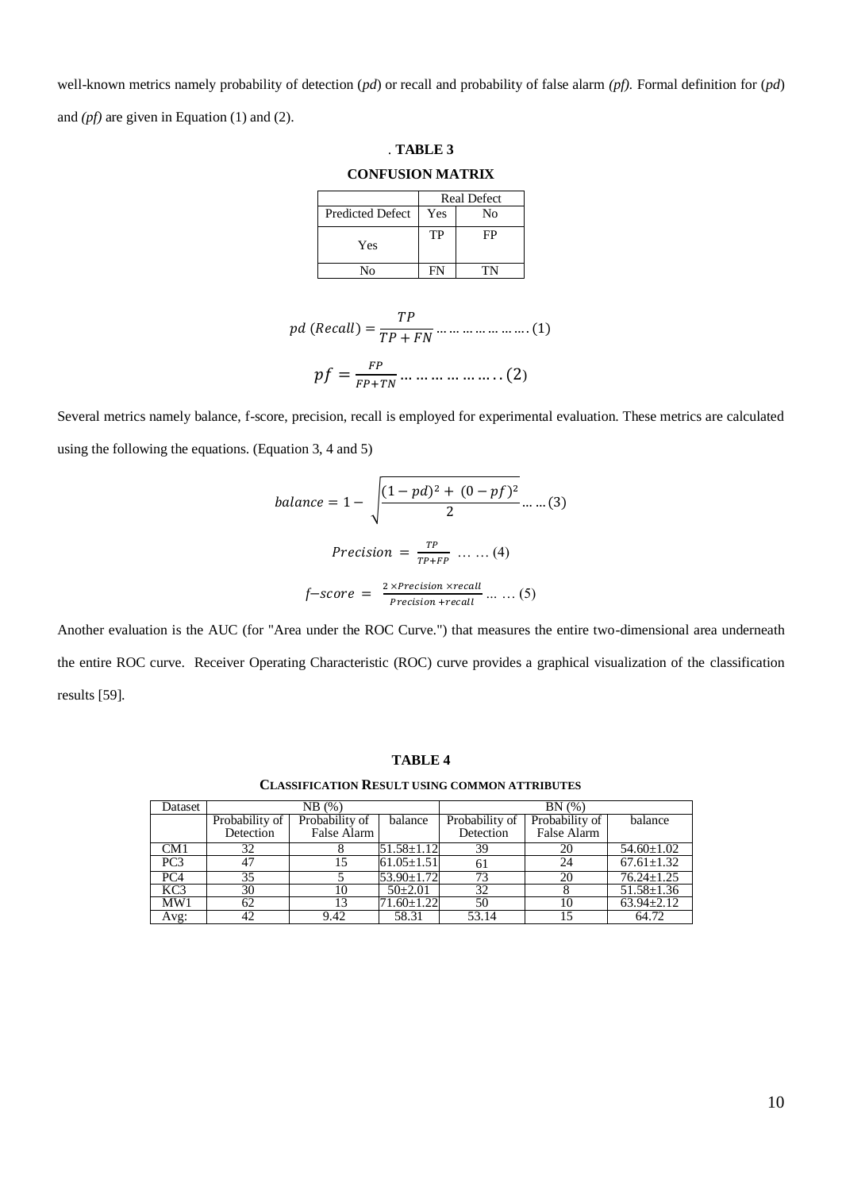well-known metrics namely probability of detection (*pd*) or recall and probability of false alarm *(pf)*. Formal definition for (*pd*) and *(pf)* are given in Equation (1) and (2).

. **TABLE 3**

**CONFUSION MATRIX**

| | Real Defect | |
|---|---|---|
| Predicted Defect | Yes | No |
| Yes | TP | FP |
| No | FN | TN |

$$pd\ (Recall) = \frac{TP}{TP + FN} \ldots\ldots\ldots\ldots\ldots\ldots.(1)$$

$$pf = \frac{FP}{FP+TN} \ldots\ldots\ldots\ldots\ldots..(2)$$

Several metrics namely balance, f-score, precision, recall is employed for experimental evaluation. These metrics are calculated using the following the equations. (Equation 3, 4 and 5)

$$balance = 1 - \sqrt{\frac{(1-pd)^2 + (0-pf)^2}{2}} \ldots\ldots(3)$$

$$Precision = \frac{TP}{TP+FP} \ \ldots\ldots(4)$$

$$f\text{–}score = \frac{2 \times Precision \times recall}{Precision + recall} \ldots\ \ldots(5)$$

Another evaluation is the AUC (for "Area under the ROC Curve.") that measures the entire two-dimensional area underneath the entire ROC curve. Receiver Operating Characteristic (ROC) curve provides a graphical visualization of the classification results [59].

**TABLE 4**

**CLASSIFICATION RESULT USING COMMON ATTRIBUTES**

| Dataset | NB (%) | | | BN (%) | | |
|---|---|---|---|---|---|---|
| | Probability of Detection | Probability of False Alarm | balance | Probability of Detection | Probability of False Alarm | balance |
| CM1 | 32 | 8 | 51.58±1.12 | 39 | 20 | 54.60±1.02 |
| PC3 | 47 | 15 | 61.05±1.51 | 61 | 24 | 67.61±1.32 |
| PC4 | 35 | 5 | 53.90±1.72 | 73 | 20 | 76.24±1.25 |
| KC3 | 30 | 10 | 50±2.01 | 32 | 8 | 51.58±1.36 |
| MW1 | 62 | 13 | 71.60±1.22 | 50 | 10 | 63.94±2.12 |
| Avg: | 42 | 9.42 | 58.31 | 53.14 | 15 | 64.72 |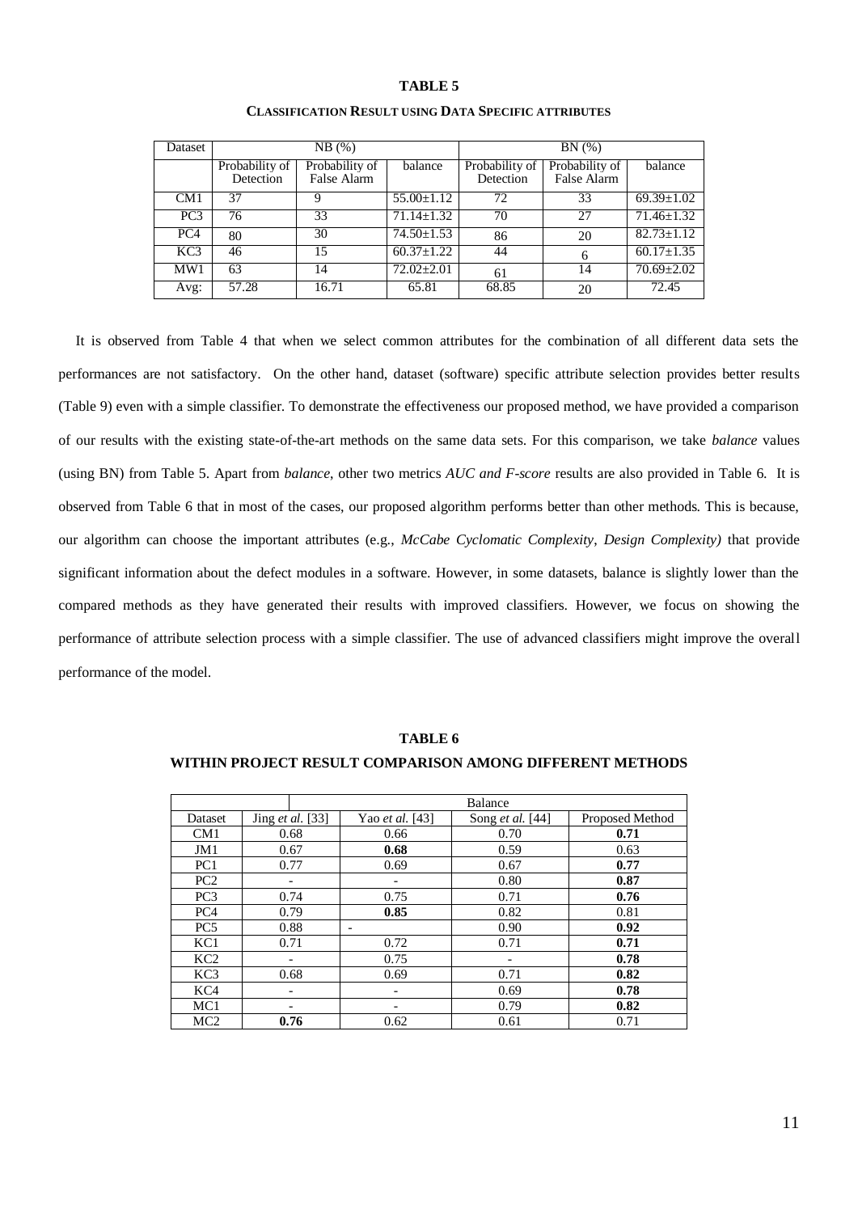**TABLE 5**

**CLASSIFICATION RESULT USING DATA SPECIFIC ATTRIBUTES**

| Dataset | NB (%) | | | BN (%) | | |
|---|---|---|---|---|---|---|
| | Probability of Detection | Probability of False Alarm | balance | Probability of Detection | Probability of False Alarm | balance |
| CM1 | 37 | 9 | 55.00±1.12 | 72 | 33 | 69.39±1.02 |
| PC3 | 76 | 33 | 71.14±1.32 | 70 | 27 | 71.46±1.32 |
| PC4 | 80 | 30 | 74.50±1.53 | 86 | 20 | 82.73±1.12 |
| KC3 | 46 | 15 | 60.37±1.22 | 44 | 6 | 60.17±1.35 |
| MW1 | 63 | 14 | 72.02±2.01 | 61 | 14 | 70.69±2.02 |
| Avg: | 57.28 | 16.71 | 65.81 | 68.85 | 20 | 72.45 |

It is observed from Table 4 that when we select common attributes for the combination of all different data sets the performances are not satisfactory. On the other hand, dataset (software) specific attribute selection provides better results (Table 9) even with a simple classifier. To demonstrate the effectiveness our proposed method, we have provided a comparison of our results with the existing state-of-the-art methods on the same data sets. For this comparison, we take *balance* values (using BN) from Table 5. Apart from *balance*, other two metrics *AUC and F-score* results are also provided in Table 6. It is observed from Table 6 that in most of the cases, our proposed algorithm performs better than other methods. This is because, our algorithm can choose the important attributes (e.g., *McCabe Cyclomatic Complexity*, *Design Complexity)* that provide significant information about the defect modules in a software. However, in some datasets, balance is slightly lower than the compared methods as they have generated their results with improved classifiers. However, we focus on showing the performance of attribute selection process with a simple classifier. The use of advanced classifiers might improve the overall performance of the model.

**TABLE 6**

**WITHIN PROJECT RESULT COMPARISON AMONG DIFFERENT METHODS**

| | Balance | | | |
|---|---|---|---|---|
| Dataset | Jing *et al.* [33] | Yao *et al.* [43] | Song *et al.* [44] | Proposed Method |
| CM1 | 0.68 | 0.66 | 0.70 | **0.71** |
| JM1 | 0.67 | **0.68** | 0.59 | 0.63 |
| PC1 | 0.77 | 0.69 | 0.67 | **0.77** |
| PC2 | - | - | 0.80 | **0.87** |
| PC3 | 0.74 | 0.75 | 0.71 | **0.76** |
| PC4 | 0.79 | **0.85** | 0.82 | 0.81 |
| PC5 | 0.88 | - | 0.90 | **0.92** |
| KC1 | 0.71 | 0.72 | 0.71 | 0.71 |
| KC2 | - | 0.75 | - | **0.78** |
| KC3 | 0.68 | 0.69 | 0.71 | **0.82** |
| KC4 | - | - | 0.69 | **0.78** |
| MC1 | - | - | 0.79 | **0.82** |
| MC2 | **0.76** | 0.62 | 0.61 | 0.71 |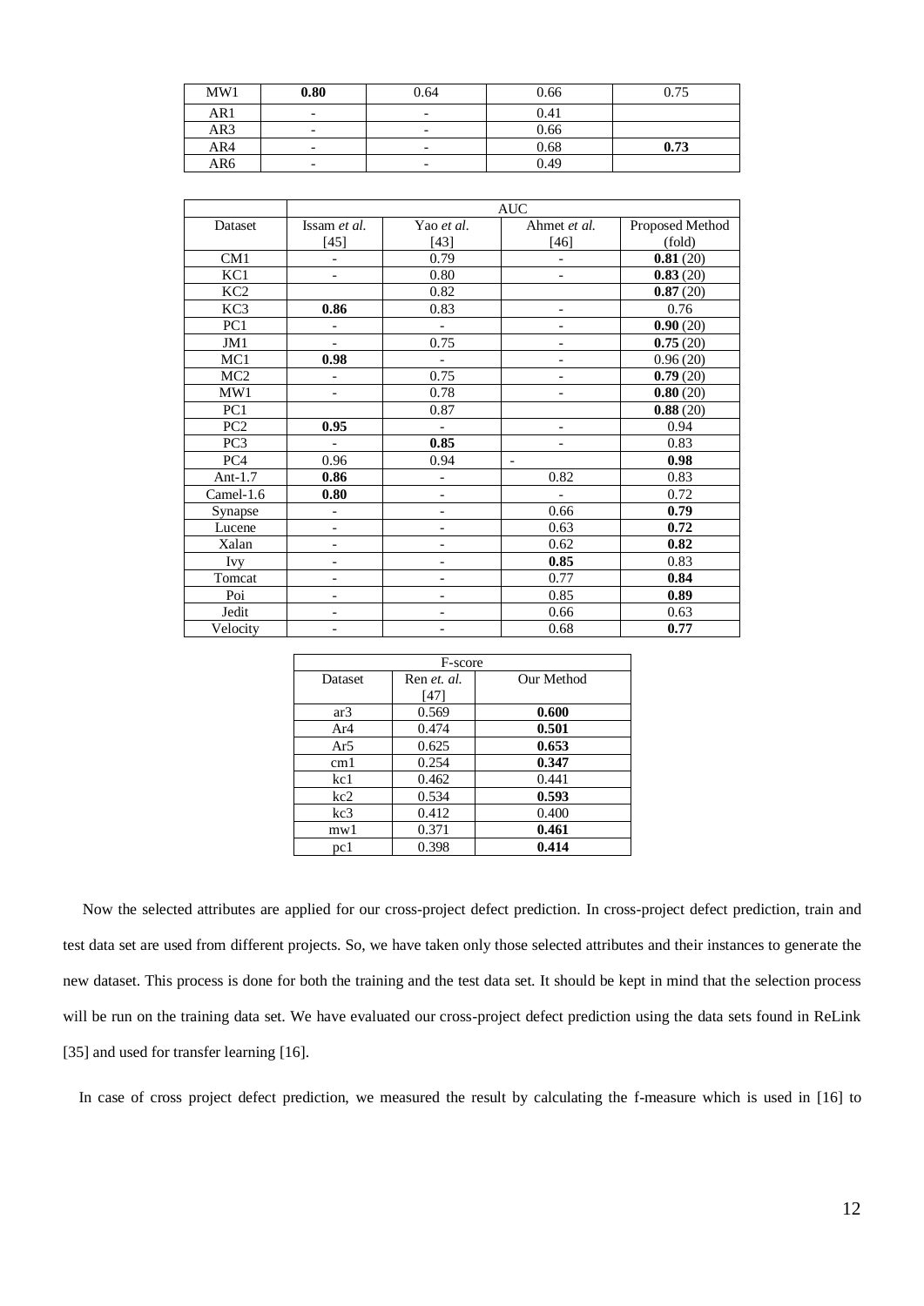| MW1 | **0.80** | 0.64 | 0.66 | 0.75 |
|---|---|---|---|---|
| AR1 | - | - | 0.41 | |
| AR3 | - | - | 0.66 | |
| AR4 | - | - | 0.68 | **0.73** |
| AR6 | - | - | 0.49 | |

| | AUC | | | |
|---|---|---|---|---|
| Dataset | Issam *et al.* [45] | Yao *et al.* [43] | Ahmet *et al.* [46] | Proposed Method (fold) |
| CM1 | - | 0.79 | - | **0.81** (20) |
| KC1 | - | 0.80 | - | **0.83** (20) |
| KC2 | | 0.82 | | **0.87** (20) |
| KC3 | **0.86** | 0.83 | - | 0.76 |
| PC1 | - | - | - | **0.90** (20) |
| JM1 | - | 0.75 | - | **0.75** (20) |
| MC1 | **0.98** | - | - | 0.96 (20) |
| MC2 | - | 0.75 | - | **0.79** (20) |
| MW1 | - | 0.78 | - | **0.80** (20) |
| PC1 | | 0.87 | | **0.88** (20) |
| PC2 | **0.95** | - | - | 0.94 |
| PC3 | - | **0.85** | - | 0.83 |
| PC4 | 0.96 | 0.94 | - | **0.98** |
| Ant-1.7 | **0.86** | - | 0.82 | 0.83 |
| Camel-1.6 | **0.80** | - | - | 0.72 |
| Synapse | - | - | 0.66 | **0.79** |
| Lucene | - | - | 0.63 | **0.72** |
| Xalan | - | - | 0.62 | **0.82** |
| Ivy | - | - | **0.85** | 0.83 |
| Tomcat | - | - | 0.77 | **0.84** |
| Poi | - | - | 0.85 | **0.89** |
| Jedit | - | - | 0.66 | 0.63 |
| Velocity | - | - | 0.68 | **0.77** |

| F-score | | |
|---|---|---|
| Dataset | Ren *et. al.* [47] | Our Method |
| ar3 | 0.569 | **0.600** |
| Ar4 | 0.474 | **0.501** |
| Ar5 | 0.625 | **0.653** |
| cm1 | 0.254 | **0.347** |
| kc1 | 0.462 | 0.441 |
| kc2 | 0.534 | **0.593** |
| kc3 | 0.412 | 0.400 |
| mw1 | 0.371 | **0.461** |
| pc1 | 0.398 | **0.414** |

Now the selected attributes are applied for our cross-project defect prediction. In cross-project defect prediction, train and test data set are used from different projects. So, we have taken only those selected attributes and their instances to generate the new dataset. This process is done for both the training and the test data set. It should be kept in mind that the selection process will be run on the training data set. We have evaluated our cross-project defect prediction using the data sets found in ReLink [35] and used for transfer learning [16].

In case of cross project defect prediction, we measured the result by calculating the f-measure which is used in [16] to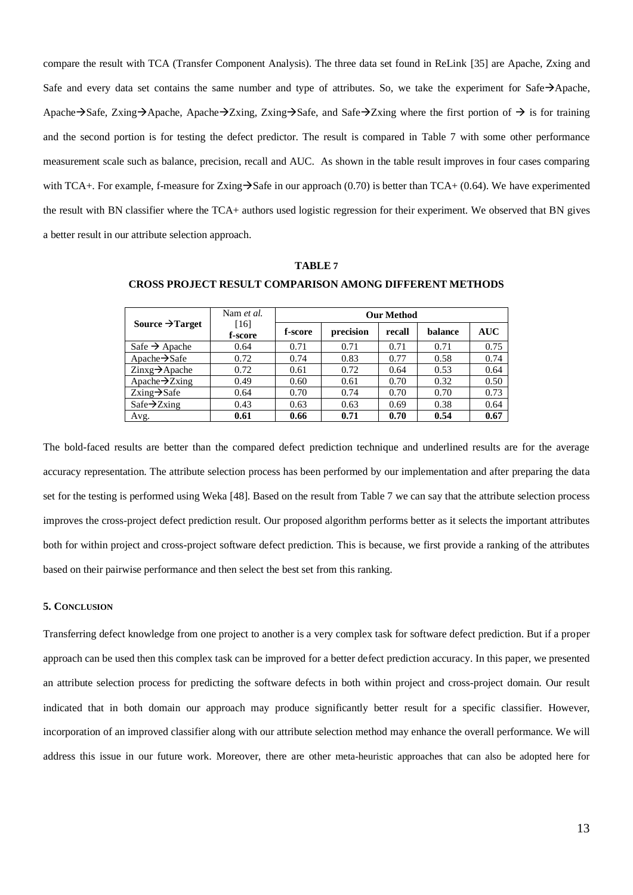compare the result with TCA (Transfer Component Analysis). The three data set found in ReLink [35] are Apache, Zxing and Safe and every data set contains the same number and type of attributes. So, we take the experiment for Safe→Apache, Apache→Safe, Zxing→Apache, Apache→Zxing, Zxing→Safe, and Safe→Zxing where the first portion of → is for training and the second portion is for testing the defect predictor. The result is compared in Table 7 with some other performance measurement scale such as balance, precision, recall and AUC. As shown in the table result improves in four cases comparing with TCA+. For example, f-measure for Zxing→Safe in our approach (0.70) is better than TCA+ (0.64). We have experimented the result with BN classifier where the TCA+ authors used logistic regression for their experiment. We observed that BN gives a better result in our attribute selection approach.

**TABLE 7**

**CROSS PROJECT RESULT COMPARISON AMONG DIFFERENT METHODS**

| **Source →Target** | Nam *et al.* [16] **f-score** | **Our Method** | | | | |
|---|---|---|---|---|---|---|
| | | **f-score** | **precision** | **recall** | **balance** | **AUC** |
| Safe → Apache | 0.64 | 0.71 | 0.71 | 0.71 | 0.71 | 0.75 |
| Apache→Safe | 0.72 | 0.74 | 0.83 | 0.77 | 0.58 | 0.74 |
| Zinxg→Apache | 0.72 | 0.61 | 0.72 | 0.64 | 0.53 | 0.64 |
| Apache→Zxing | 0.49 | 0.60 | 0.61 | 0.70 | 0.32 | 0.50 |
| Zxing→Safe | 0.64 | 0.70 | 0.74 | 0.70 | 0.70 | 0.73 |
| Safe→Zxing | 0.43 | 0.63 | 0.63 | 0.69 | 0.38 | 0.64 |
| Avg. | **0.61** | **0.66** | **0.71** | **0.70** | **0.54** | **0.67** |

The bold-faced results are better than the compared defect prediction technique and underlined results are for the average accuracy representation. The attribute selection process has been performed by our implementation and after preparing the data set for the testing is performed using Weka [48]. Based on the result from Table 7 we can say that the attribute selection process improves the cross-project defect prediction result. Our proposed algorithm performs better as it selects the important attributes both for within project and cross-project software defect prediction. This is because, we first provide a ranking of the attributes based on their pairwise performance and then select the best set from this ranking.

### 5. Conclusion

Transferring defect knowledge from one project to another is a very complex task for software defect prediction. But if a proper approach can be used then this complex task can be improved for a better defect prediction accuracy. In this paper, we presented an attribute selection process for predicting the software defects in both within project and cross-project domain. Our result indicated that in both domain our approach may produce significantly better result for a specific classifier. However, incorporation of an improved classifier along with our attribute selection method may enhance the overall performance. We will address this issue in our future work. Moreover, there are other meta-heuristic approaches that can also be adopted here for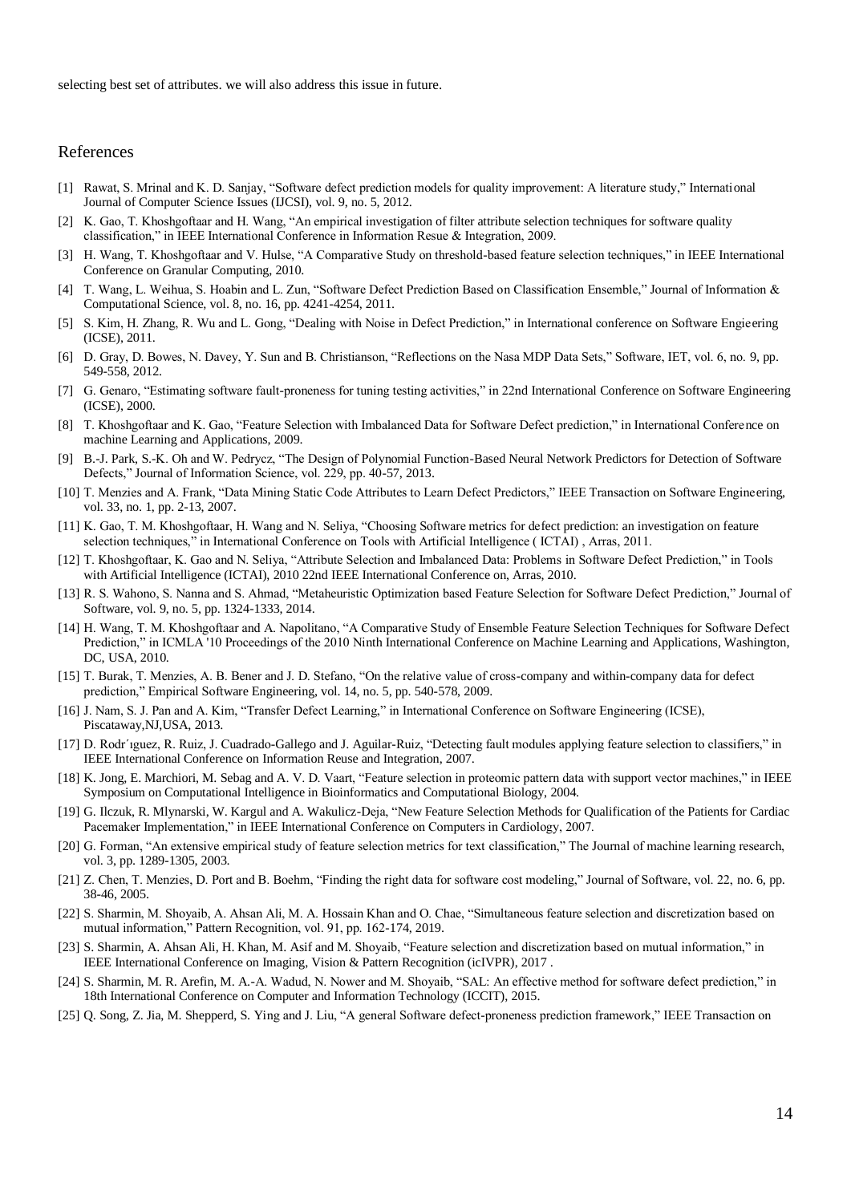selecting best set of attributes. we will also address this issue in future.

## References

[1] Rawat, S. Mrinal and K. D. Sanjay, "Software defect prediction models for quality improvement: A literature study," International Journal of Computer Science Issues (IJCSI), vol. 9, no. 5, 2012.

[2] K. Gao, T. Khoshgoftaar and H. Wang, "An empirical investigation of filter attribute selection techniques for software quality classification," in IEEE International Conference in Information Resue & Integration, 2009.

[3] H. Wang, T. Khoshgoftaar and V. Hulse, "A Comparative Study on threshold-based feature selection techniques," in IEEE International Conference on Granular Computing, 2010.

[4] T. Wang, L. Weihua, S. Hoabin and L. Zun, "Software Defect Prediction Based on Classification Ensemble," Journal of Information & Computational Science, vol. 8, no. 16, pp. 4241-4254, 2011.

[5] S. Kim, H. Zhang, R. Wu and L. Gong, "Dealing with Noise in Defect Prediction," in International conference on Software Engieering (ICSE), 2011.

[6] D. Gray, D. Bowes, N. Davey, Y. Sun and B. Christianson, "Reflections on the Nasa MDP Data Sets," Software, IET, vol. 6, no. 9, pp. 549-558, 2012.

[7] G. Genaro, "Estimating software fault-proneness for tuning testing activities," in 22nd International Conference on Software Engineering (ICSE), 2000.

[8] T. Khoshgoftaar and K. Gao, "Feature Selection with Imbalanced Data for Software Defect prediction," in International Conference on machine Learning and Applications, 2009.

[9] B.-J. Park, S.-K. Oh and W. Pedrycz, "The Design of Polynomial Function-Based Neural Network Predictors for Detection of Software Defects," Journal of Information Science, vol. 229, pp. 40-57, 2013.

[10] T. Menzies and A. Frank, "Data Mining Static Code Attributes to Learn Defect Predictors," IEEE Transaction on Software Engineering, vol. 33, no. 1, pp. 2-13, 2007.

[11] K. Gao, T. M. Khoshgoftaar, H. Wang and N. Seliya, "Choosing Software metrics for defect prediction: an investigation on feature selection techniques," in International Conference on Tools with Artificial Intelligence ( ICTAI) , Arras, 2011.

[12] T. Khoshgoftaar, K. Gao and N. Seliya, "Attribute Selection and Imbalanced Data: Problems in Software Defect Prediction," in Tools with Artificial Intelligence (ICTAI), 2010 22nd IEEE International Conference on, Arras, 2010.

[13] R. S. Wahono, S. Nanna and S. Ahmad, "Metaheuristic Optimization based Feature Selection for Software Defect Prediction," Journal of Software, vol. 9, no. 5, pp. 1324-1333, 2014.

[14] H. Wang, T. M. Khoshgoftaar and A. Napolitano, "A Comparative Study of Ensemble Feature Selection Techniques for Software Defect Prediction," in ICMLA '10 Proceedings of the 2010 Ninth International Conference on Machine Learning and Applications, Washington, DC, USA, 2010.

[15] T. Burak, T. Menzies, A. B. Bener and J. D. Stefano, "On the relative value of cross-company and within-company data for defect prediction," Empirical Software Engineering, vol. 14, no. 5, pp. 540-578, 2009.

[16] J. Nam, S. J. Pan and A. Kim, "Transfer Defect Learning," in International Conference on Software Engineering (ICSE), Piscataway,NJ,USA, 2013.

[17] D. Rodr´ıguez, R. Ruiz, J. Cuadrado-Gallego and J. Aguilar-Ruiz, "Detecting fault modules applying feature selection to classifiers," in IEEE International Conference on Information Reuse and Integration, 2007.

[18] K. Jong, E. Marchiori, M. Sebag and A. V. D. Vaart, "Feature selection in proteomic pattern data with support vector machines," in IEEE Symposium on Computational Intelligence in Bioinformatics and Computational Biology, 2004.

[19] G. Ilczuk, R. Mlynarski, W. Kargul and A. Wakulicz-Deja, "New Feature Selection Methods for Qualification of the Patients for Cardiac Pacemaker Implementation," in IEEE International Conference on Computers in Cardiology, 2007.

[20] G. Forman, "An extensive empirical study of feature selection metrics for text classification," The Journal of machine learning research, vol. 3, pp. 1289-1305, 2003.

[21] Z. Chen, T. Menzies, D. Port and B. Boehm, "Finding the right data for software cost modeling," Journal of Software, vol. 22, no. 6, pp. 38-46, 2005.

[22] S. Sharmin, M. Shoyaib, A. Ahsan Ali, M. A. Hossain Khan and O. Chae, "Simultaneous feature selection and discretization based on mutual information," Pattern Recognition, vol. 91, pp. 162-174, 2019.

[23] S. Sharmin, A. Ahsan Ali, H. Khan, M. Asif and M. Shoyaib, "Feature selection and discretization based on mutual information," in IEEE International Conference on Imaging, Vision & Pattern Recognition (icIVPR), 2017 .

[24] S. Sharmin, M. R. Arefin, M. A.-A. Wadud, N. Nower and M. Shoyaib, "SAL: An effective method for software defect prediction," in 18th International Conference on Computer and Information Technology (ICCIT), 2015.

[25] Q. Song, Z. Jia, M. Shepperd, S. Ying and J. Liu, "A general Software defect-proneness prediction framework," IEEE Transaction on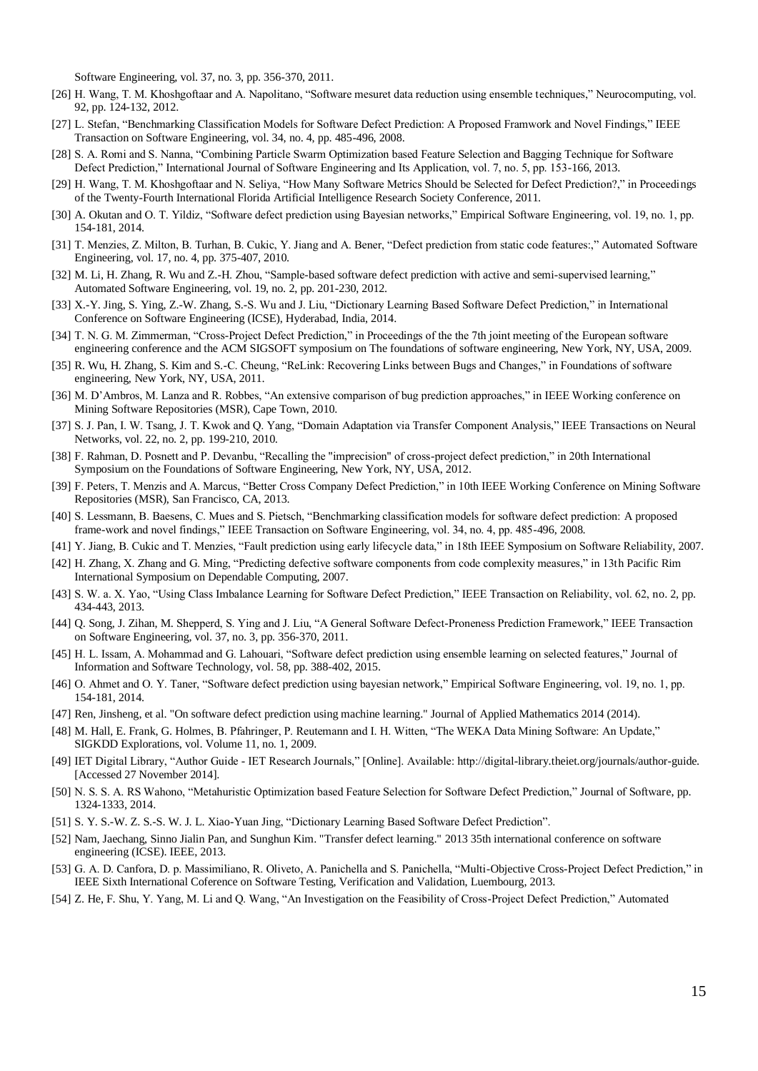Software Engineering, vol. 37, no. 3, pp. 356-370, 2011.

[26] H. Wang, T. M. Khoshgoftaar and A. Napolitano, "Software mesuret data reduction using ensemble techniques," Neurocomputing, vol. 92, pp. 124-132, 2012.

[27] L. Stefan, "Benchmarking Classification Models for Software Defect Prediction: A Proposed Framwork and Novel Findings," IEEE Transaction on Software Engineering, vol. 34, no. 4, pp. 485-496, 2008.

[28] S. A. Romi and S. Nanna, "Combining Particle Swarm Optimization based Feature Selection and Bagging Technique for Software Defect Prediction," International Journal of Software Engineering and Its Application, vol. 7, no. 5, pp. 153-166, 2013.

[29] H. Wang, T. M. Khoshgoftaar and N. Seliya, "How Many Software Metrics Should be Selected for Defect Prediction?," in Proceedings of the Twenty-Fourth International Florida Artificial Intelligence Research Society Conference, 2011.

[30] A. Okutan and O. T. Yildiz, "Software defect prediction using Bayesian networks," Empirical Software Engineering, vol. 19, no. 1, pp. 154-181, 2014.

[31] T. Menzies, Z. Milton, B. Turhan, B. Cukic, Y. Jiang and A. Bener, "Defect prediction from static code features:," Automated Software Engineering, vol. 17, no. 4, pp. 375-407, 2010.

[32] M. Li, H. Zhang, R. Wu and Z.-H. Zhou, "Sample-based software defect prediction with active and semi-supervised learning," Automated Software Engineering, vol. 19, no. 2, pp. 201-230, 2012.

[33] X.-Y. Jing, S. Ying, Z.-W. Zhang, S.-S. Wu and J. Liu, "Dictionary Learning Based Software Defect Prediction," in International Conference on Software Engineering (ICSE), Hyderabad, India, 2014.

[34] T. N. G. M. Zimmerman, "Cross-Project Defect Prediction," in Proceedings of the the 7th joint meeting of the European software engineering conference and the ACM SIGSOFT symposium on The foundations of software engineering, New York, NY, USA, 2009.

[35] R. Wu, H. Zhang, S. Kim and S.-C. Cheung, "ReLink: Recovering Links between Bugs and Changes," in Foundations of software engineering, New York, NY, USA, 2011.

[36] M. D'Ambros, M. Lanza and R. Robbes, "An extensive comparison of bug prediction approaches," in IEEE Working conference on Mining Software Repositories (MSR), Cape Town, 2010.

[37] S. J. Pan, I. W. Tsang, J. T. Kwok and Q. Yang, "Domain Adaptation via Transfer Component Analysis," IEEE Transactions on Neural Networks, vol. 22, no. 2, pp. 199-210, 2010.

[38] F. Rahman, D. Posnett and P. Devanbu, "Recalling the "imprecision" of cross-project defect prediction," in 20th International Symposium on the Foundations of Software Engineering, New York, NY, USA, 2012.

[39] F. Peters, T. Menzis and A. Marcus, "Better Cross Company Defect Prediction," in 10th IEEE Working Conference on Mining Software Repositories (MSR), San Francisco, CA, 2013.

[40] S. Lessmann, B. Baesens, C. Mues and S. Pietsch, "Benchmarking classification models for software defect prediction: A proposed frame-work and novel findings," IEEE Transaction on Software Engineering, vol. 34, no. 4, pp. 485-496, 2008.

[41] Y. Jiang, B. Cukic and T. Menzies, "Fault prediction using early lifecycle data," in 18th IEEE Symposium on Software Reliability, 2007.

[42] H. Zhang, X. Zhang and G. Ming, "Predicting defective software components from code complexity measures," in 13th Pacific Rim International Symposium on Dependable Computing, 2007.

[43] S. W. a. X. Yao, "Using Class Imbalance Learning for Software Defect Prediction," IEEE Transaction on Reliability, vol. 62, no. 2, pp. 434-443, 2013.

[44] Q. Song, J. Zihan, M. Shepperd, S. Ying and J. Liu, "A General Software Defect-Proneness Prediction Framework," IEEE Transaction on Software Engineering, vol. 37, no. 3, pp. 356-370, 2011.

[45] H. L. Issam, A. Mohammad and G. Lahouari, "Software defect prediction using ensemble learning on selected features," Journal of Information and Software Technology, vol. 58, pp. 388-402, 2015.

[46] O. Ahmet and O. Y. Taner, "Software defect prediction using bayesian network," Empirical Software Engineering, vol. 19, no. 1, pp. 154-181, 2014.

[47] Ren, Jinsheng, et al. "On software defect prediction using machine learning." Journal of Applied Mathematics 2014 (2014).

[48] M. Hall, E. Frank, G. Holmes, B. Pfahringer, P. Reutemann and I. H. Witten, "The WEKA Data Mining Software: An Update," SIGKDD Explorations, vol. Volume 11, no. 1, 2009.

[49] IET Digital Library, "Author Guide - IET Research Journals," [Online]. Available: http://digital-library.theiet.org/journals/author-guide. [Accessed 27 November 2014].

[50] N. S. S. A. RS Wahono, "Metahuristic Optimization based Feature Selection for Software Defect Prediction," Journal of Software, pp. 1324-1333, 2014.

[51] S. Y. S.-W. Z. S.-S. W. J. L. Xiao-Yuan Jing, "Dictionary Learning Based Software Defect Prediction".

[52] Nam, Jaechang, Sinno Jialin Pan, and Sunghun Kim. "Transfer defect learning." 2013 35th international conference on software engineering (ICSE). IEEE, 2013.

[53] G. A. D. Canfora, D. p. Massimiliano, R. Oliveto, A. Panichella and S. Panichella, "Multi-Objective Cross-Project Defect Prediction," in IEEE Sixth International Coference on Software Testing, Verification and Validation, Luembourg, 2013.

[54] Z. He, F. Shu, Y. Yang, M. Li and Q. Wang, "An Investigation on the Feasibility of Cross-Project Defect Prediction," Automated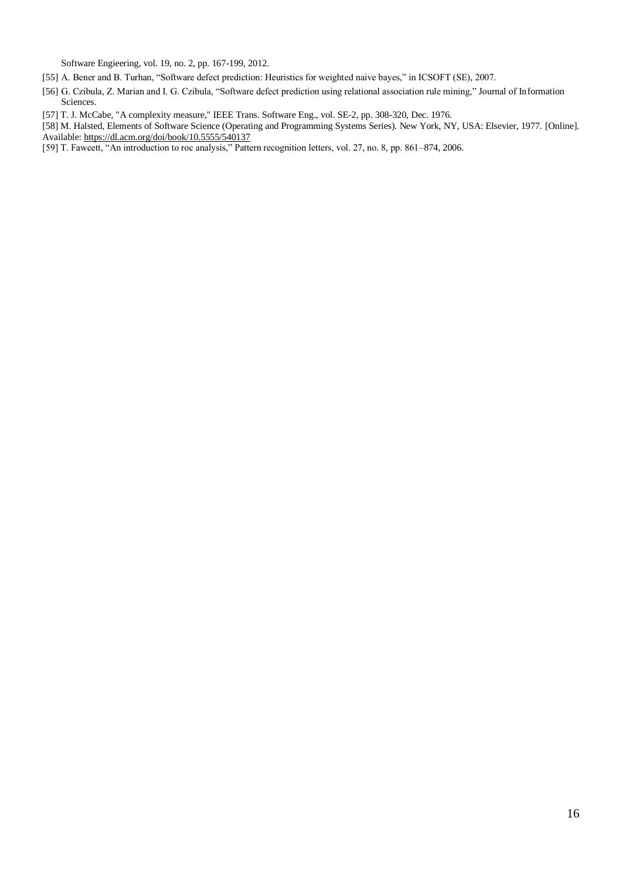Software Engieering, vol. 19, no. 2, pp. 167-199, 2012.

[55] A. Bener and B. Turhan, "Software defect prediction: Heuristics for weighted naive bayes," in ICSOFT (SE), 2007.

[56] G. Czibula, Z. Marian and I. G. Czibula, "Software defect prediction using relational association rule mining," Journal of Information Sciences.

[57] T. J. McCabe, "A complexity measure," IEEE Trans. Software Eng., vol. SE-2, pp. 308-320, Dec. 1976.

[58] M. Halsted, Elements of Software Science (Operating and Programming Systems Series). New York, NY, USA: Elsevier, 1977. [Online]. Available: https://dl.acm.org/doi/book/10.5555/540137

[59] T. Fawcett, "An introduction to roc analysis," Pattern recognition letters, vol. 27, no. 8, pp. 861–874, 2006.